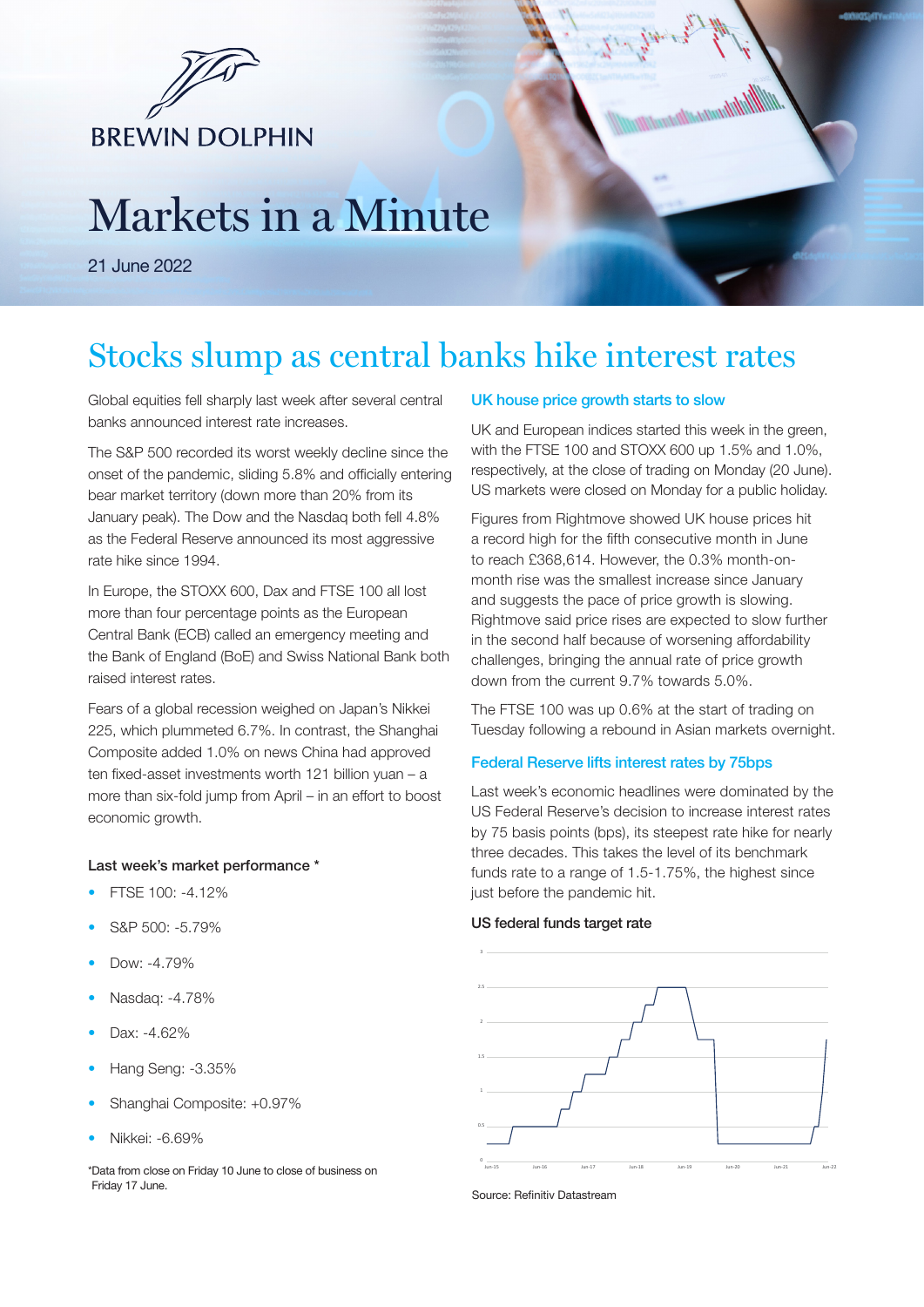BREWIN DOLPHIN

# Markets in a Minute

21 June 2022

## Stocks slump as central banks hike interest rates

Global equities fell sharply last week after several central banks announced interest rate increases.

The S&P 500 recorded its worst weekly decline since the onset of the pandemic, sliding 5.8% and officially entering bear market territory (down more than 20% from its January peak). The Dow and the Nasdaq both fell 4.8% as the Federal Reserve announced its most aggressive rate hike since 1994.

In Europe, the STOXX 600, Dax and FTSE 100 all lost more than four percentage points as the European Central Bank (ECB) called an emergency meeting and the Bank of England (BoE) and Swiss National Bank both raised interest rates.

Fears of a global recession weighed on Japan's Nikkei 225, which plummeted 6.7%. In contrast, the Shanghai Composite added 1.0% on news China had approved ten fixed-asset investments worth 121 billion yuan – a more than six-fold jump from April – in an effort to boost economic growth.

### Last week's market performance *

- FTSE 100: -4.12%
- S&P 500: -5.79%
- Dow: -4.79%
- Nasdaq: -4.78%
- Dax: -4.62%
- Hang Seng: -3.35%
- Shanghai Composite: +0.97%
- Nikkei: -6.69%

*Data from close on Friday 10 June to close of business on Friday 17 June.

### UK house price growth starts to slow

UK and European indices started this week in the green, with the FTSE 100 and STOXX 600 up 1.5% and 1.0%, respectively, at the close of trading on Monday (20 June). US markets were closed on Monday for a public holiday.

Figures from Rightmove showed UK house prices hit a record high for the fifth consecutive month in June to reach £368,614. However, the 0.3% month-on-month rise was the smallest increase since January and suggests the pace of price growth is slowing. Rightmove said price rises are expected to slow further in the second half because of worsening affordability challenges, bringing the annual rate of price growth down from the current 9.7% towards 5.0%.

The FTSE 100 was up 0.6% at the start of trading on Tuesday following a rebound in Asian markets overnight.

### Federal Reserve lifts interest rates by 75bps

Last week's economic headlines were dominated by the US Federal Reserve's decision to increase interest rates by 75 basis points (bps), its steepest rate hike for nearly three decades. This takes the level of its benchmark funds rate to a range of 1.5-1.75%, the highest since just before the pandemic hit.

US federal funds target rate

Source: Refinitiv Datastream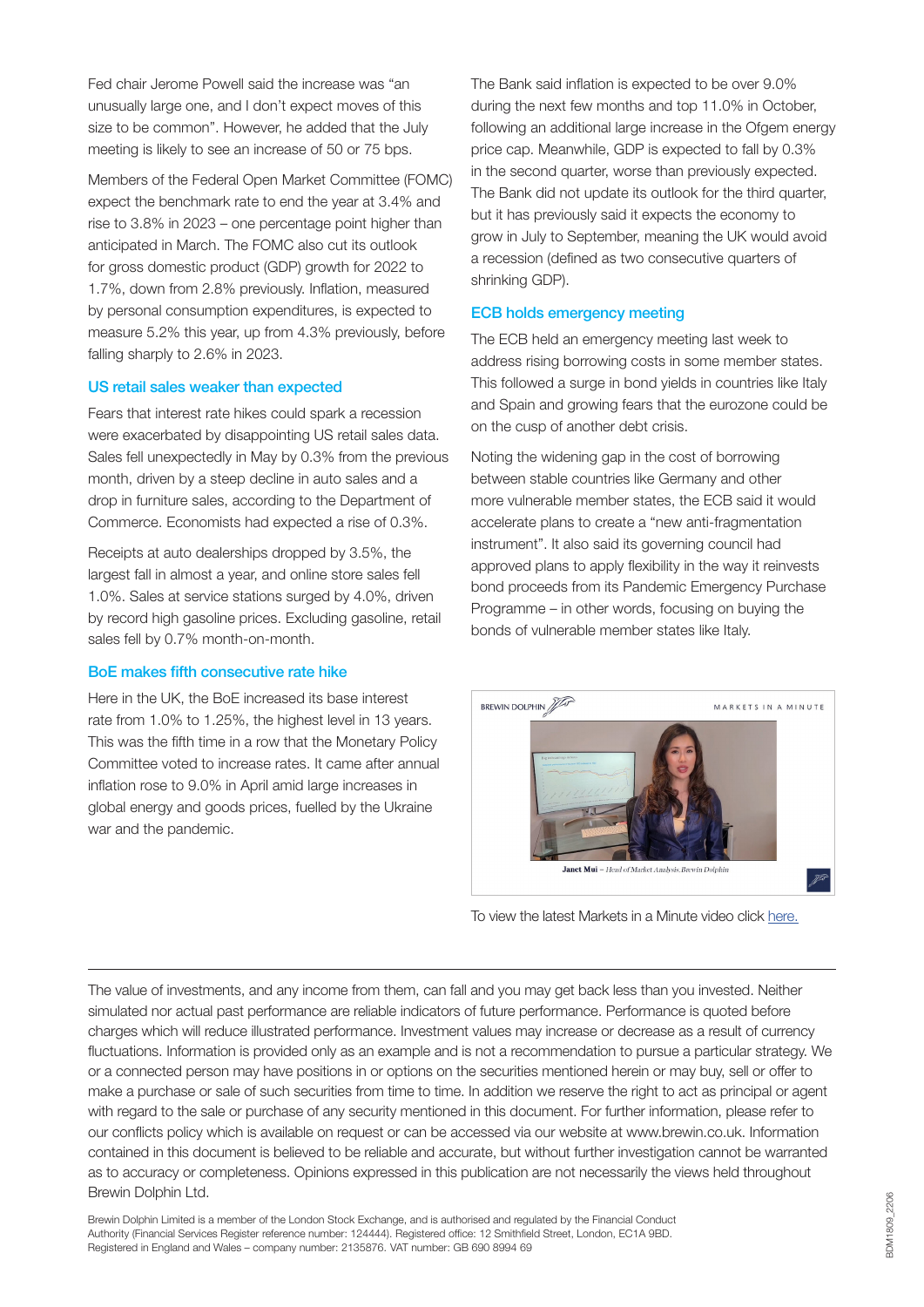Fed chair Jerome Powell said the increase was "an unusually large one, and I don't expect moves of this size to be common". However, he added that the July meeting is likely to see an increase of 50 or 75 bps.

Members of the Federal Open Market Committee (FOMC) expect the benchmark rate to end the year at 3.4% and rise to 3.8% in 2023 – one percentage point higher than anticipated in March. The FOMC also cut its outlook for gross domestic product (GDP) growth for 2022 to 1.7%, down from 2.8% previously. Inflation, measured by personal consumption expenditures, is expected to measure 5.2% this year, up from 4.3% previously, before falling sharply to 2.6% in 2023.

## US retail sales weaker than expected

Fears that interest rate hikes could spark a recession were exacerbated by disappointing US retail sales data. Sales fell unexpectedly in May by 0.3% from the previous month, driven by a steep decline in auto sales and a drop in furniture sales, according to the Department of Commerce. Economists had expected a rise of 0.3%.

Receipts at auto dealerships dropped by 3.5%, the largest fall in almost a year, and online store sales fell 1.0%. Sales at service stations surged by 4.0%, driven by record high gasoline prices. Excluding gasoline, retail sales fell by 0.7% month-on-month.

## BoE makes fifth consecutive rate hike

Here in the UK, the BoE increased its base interest rate from 1.0% to 1.25%, the highest level in 13 years. This was the fifth time in a row that the Monetary Policy Committee voted to increase rates. It came after annual inflation rose to 9.0% in April amid large increases in global energy and goods prices, fuelled by the Ukraine war and the pandemic.

The Bank said inflation is expected to be over 9.0% during the next few months and top 11.0% in October, following an additional large increase in the Ofgem energy price cap. Meanwhile, GDP is expected to fall by 0.3% in the second quarter, worse than previously expected. The Bank did not update its outlook for the third quarter, but it has previously said it expects the economy to grow in July to September, meaning the UK would avoid a recession (defined as two consecutive quarters of shrinking GDP).

## ECB holds emergency meeting

The ECB held an emergency meeting last week to address rising borrowing costs in some member states. This followed a surge in bond yields in countries like Italy and Spain and growing fears that the eurozone could be on the cusp of another debt crisis.

Noting the widening gap in the cost of borrowing between stable countries like Germany and other more vulnerable member states, the ECB said it would accelerate plans to create a "new anti-fragmentation instrument". It also said its governing council had approved plans to apply flexibility in the way it reinvests bond proceeds from its Pandemic Emergency Purchase Programme – in other words, focusing on buying the bonds of vulnerable member states like Italy.

BREWIN DOLPHIN

MARKETS IN A MINUTE

Janet Mui – Head of Market Analysis, Brewin Dolphin

To view the latest Markets in a Minute video click here.

---

The value of investments, and any income from them, can fall and you may get back less than you invested. Neither simulated nor actual past performance are reliable indicators of future performance. Performance is quoted before charges which will reduce illustrated performance. Investment values may increase or decrease as a result of currency fluctuations. Information is provided only as an example and is not a recommendation to pursue a particular strategy. We or a connected person may have positions in or options on the securities mentioned herein or may buy, sell or offer to make a purchase or sale of such securities from time to time. In addition we reserve the right to act as principal or agent with regard to the sale or purchase of any security mentioned in this document. For further information, please refer to our conflicts policy which is available on request or can be accessed via our website at www.brewin.co.uk. Information contained in this document is believed to be reliable and accurate, but without further investigation cannot be warranted as to accuracy or completeness. Opinions expressed in this publication are not necessarily the views held throughout Brewin Dolphin Ltd.

Brewin Dolphin Limited is a member of the London Stock Exchange, and is authorised and regulated by the Financial Conduct Authority (Financial Services Register reference number: 124444). Registered office: 12 Smithfield Street, London, EC1A 9BD. Registered in England and Wales – company number: 2135876. VAT number: GB 690 8994 69

BDM1809_2206